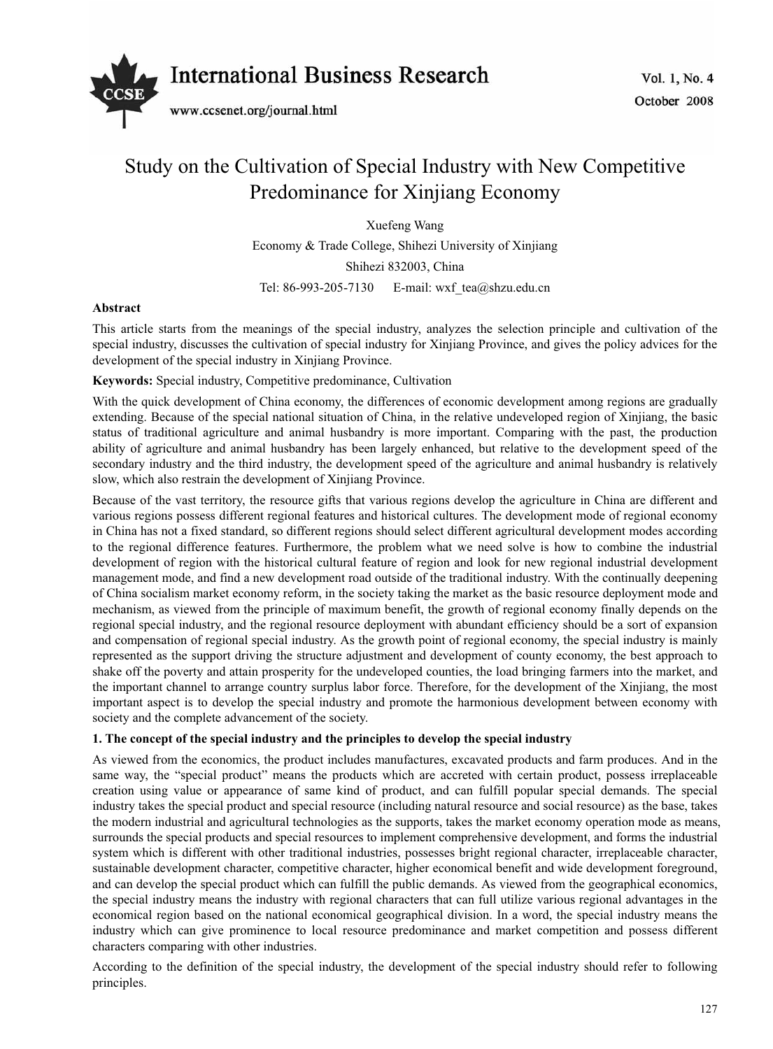# Study on the Cultivation of Special Industry with New Competitive Predominance for Xinjiang Economy

Xuefeng Wang

Economy & Trade College, Shihezi University of Xinjiang

Shihezi 832003, China

Tel: 86-993-205-7130 E-mail: wxf_tea@shzu.edu.cn

**Abstract**

This article starts from the meanings of the special industry, analyzes the selection principle and cultivation of the special industry, discusses the cultivation of special industry for Xinjiang Province, and gives the policy advices for the development of the special industry in Xinjiang Province.

**Keywords:** Special industry, Competitive predominance, Cultivation

With the quick development of China economy, the differences of economic development among regions are gradually extending. Because of the special national situation of China, in the relative undeveloped region of Xinjiang, the basic status of traditional agriculture and animal husbandry is more important. Comparing with the past, the production ability of agriculture and animal husbandry has been largely enhanced, but relative to the development speed of the secondary industry and the third industry, the development speed of the agriculture and animal husbandry is relatively slow, which also restrain the development of Xinjiang Province.

Because of the vast territory, the resource gifts that various regions develop the agriculture in China are different and various regions possess different regional features and historical cultures. The development mode of regional economy in China has not a fixed standard, so different regions should select different agricultural development modes according to the regional difference features. Furthermore, the problem what we need solve is how to combine the industrial development of region with the historical cultural feature of region and look for new regional industrial development management mode, and find a new development road outside of the traditional industry. With the continually deepening of China socialism market economy reform, in the society taking the market as the basic resource deployment mode and mechanism, as viewed from the principle of maximum benefit, the growth of regional economy finally depends on the regional special industry, and the regional resource deployment with abundant efficiency should be a sort of expansion and compensation of regional special industry. As the growth point of regional economy, the special industry is mainly represented as the support driving the structure adjustment and development of county economy, the best approach to shake off the poverty and attain prosperity for the undeveloped counties, the load bringing farmers into the market, and the important channel to arrange country surplus labor force. Therefore, for the development of the Xinjiang, the most important aspect is to develop the special industry and promote the harmonious development between economy with society and the complete advancement of the society.

## 1. The concept of the special industry and the principles to develop the special industry

As viewed from the economics, the product includes manufactures, excavated products and farm produces. And in the same way, the "special product" means the products which are accreted with certain product, possess irreplaceable creation using value or appearance of same kind of product, and can fulfill popular special demands. The special industry takes the special product and special resource (including natural resource and social resource) as the base, takes the modern industrial and agricultural technologies as the supports, takes the market economy operation mode as means, surrounds the special products and special resources to implement comprehensive development, and forms the industrial system which is different with other traditional industries, possesses bright regional character, irreplaceable character, sustainable development character, competitive character, higher economical benefit and wide development foreground, and can develop the special product which can fulfill the public demands. As viewed from the geographical economics, the special industry means the industry with regional characters that can full utilize various regional advantages in the economical region based on the national economical geographical division. In a word, the special industry means the industry which can give prominence to local resource predominance and market competition and possess different characters comparing with other industries.

According to the definition of the special industry, the development of the special industry should refer to following principles.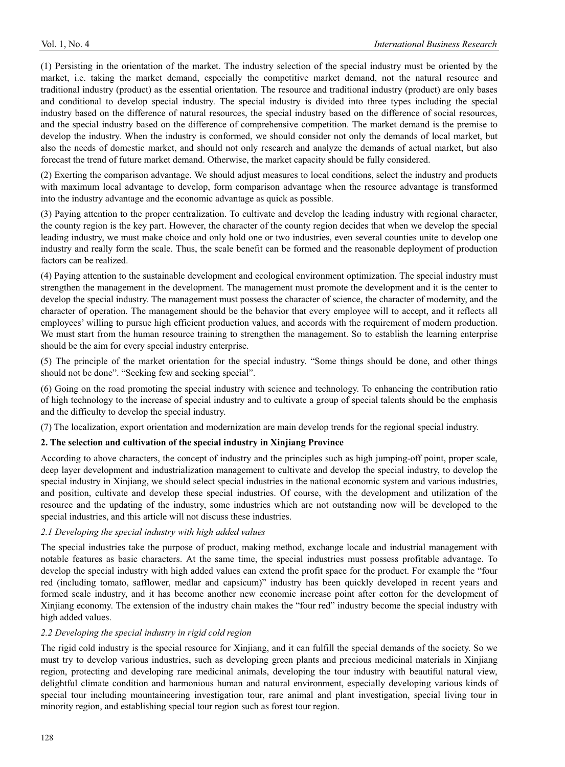(1) Persisting in the orientation of the market. The industry selection of the special industry must be oriented by the market, i.e. taking the market demand, especially the competitive market demand, not the natural resource and traditional industry (product) as the essential orientation. The resource and traditional industry (product) are only bases and conditional to develop special industry. The special industry is divided into three types including the special industry based on the difference of natural resources, the special industry based on the difference of social resources, and the special industry based on the difference of comprehensive competition. The market demand is the premise to develop the industry. When the industry is conformed, we should consider not only the demands of local market, but also the needs of domestic market, and should not only research and analyze the demands of actual market, but also forecast the trend of future market demand. Otherwise, the market capacity should be fully considered.

(2) Exerting the comparison advantage. We should adjust measures to local conditions, select the industry and products with maximum local advantage to develop, form comparison advantage when the resource advantage is transformed into the industry advantage and the economic advantage as quick as possible.

(3) Paying attention to the proper centralization. To cultivate and develop the leading industry with regional character, the county region is the key part. However, the character of the county region decides that when we develop the special leading industry, we must make choice and only hold one or two industries, even several counties unite to develop one industry and really form the scale. Thus, the scale benefit can be formed and the reasonable deployment of production factors can be realized.

(4) Paying attention to the sustainable development and ecological environment optimization. The special industry must strengthen the management in the development. The management must promote the development and it is the center to develop the special industry. The management must possess the character of science, the character of modernity, and the character of operation. The management should be the behavior that every employee will to accept, and it reflects all employees' willing to pursue high efficient production values, and accords with the requirement of modern production. We must start from the human resource training to strengthen the management. So to establish the learning enterprise should be the aim for every special industry enterprise.

(5) The principle of the market orientation for the special industry. "Some things should be done, and other things should not be done". "Seeking few and seeking special".

(6) Going on the road promoting the special industry with science and technology. To enhancing the contribution ratio of high technology to the increase of special industry and to cultivate a group of special talents should be the emphasis and the difficulty to develop the special industry.

(7) The localization, export orientation and modernization are main develop trends for the regional special industry.

## 2. The selection and cultivation of the special industry in Xinjiang Province

According to above characters, the concept of industry and the principles such as high jumping-off point, proper scale, deep layer development and industrialization management to cultivate and develop the special industry, to develop the special industry in Xinjiang, we should select special industries in the national economic system and various industries, and position, cultivate and develop these special industries. Of course, with the development and utilization of the resource and the updating of the industry, some industries which are not outstanding now will be developed to the special industries, and this article will not discuss these industries.

### *2.1 Developing the special industry with high added values*

The special industries take the purpose of product, making method, exchange locale and industrial management with notable features as basic characters. At the same time, the special industries must possess profitable advantage. To develop the special industry with high added values can extend the profit space for the product. For example the "four red (including tomato, safflower, medlar and capsicum)" industry has been quickly developed in recent years and formed scale industry, and it has become another new economic increase point after cotton for the development of Xinjiang economy. The extension of the industry chain makes the "four red" industry become the special industry with high added values.

### *2.2 Developing the special industry in rigid cold region*

The rigid cold industry is the special resource for Xinjiang, and it can fulfill the special demands of the society. So we must try to develop various industries, such as developing green plants and precious medicinal materials in Xinjiang region, protecting and developing rare medicinal animals, developing the tour industry with beautiful natural view, delightful climate condition and harmonious human and natural environment, especially developing various kinds of special tour including mountaineering investigation tour, rare animal and plant investigation, special living tour in minority region, and establishing special tour region such as forest tour region.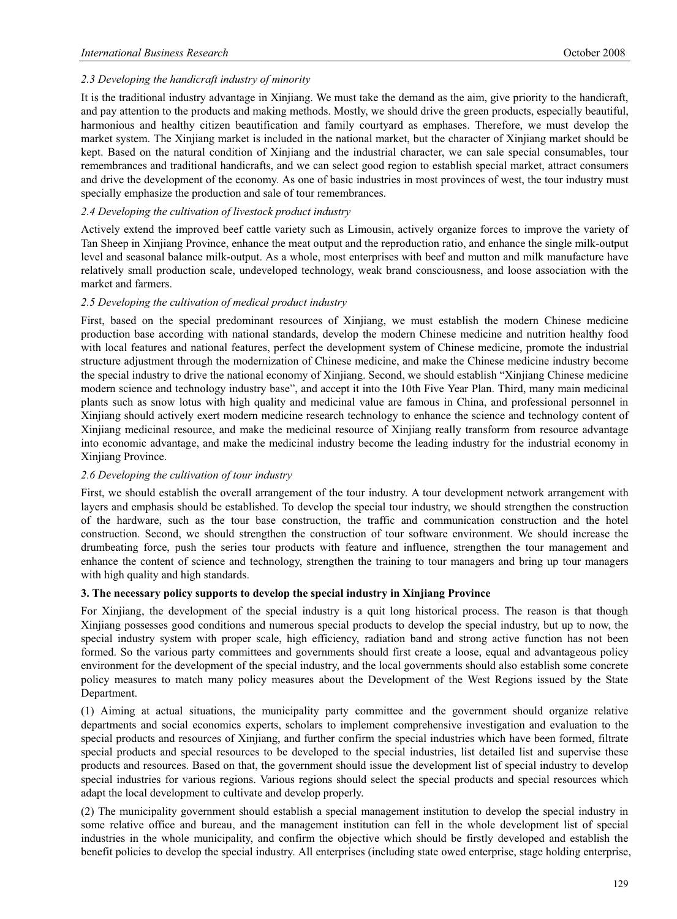### *2.3 Developing the handicraft industry of minority*

It is the traditional industry advantage in Xinjiang. We must take the demand as the aim, give priority to the handicraft, and pay attention to the products and making methods. Mostly, we should drive the green products, especially beautiful, harmonious and healthy citizen beautification and family courtyard as emphases. Therefore, we must develop the market system. The Xinjiang market is included in the national market, but the character of Xinjiang market should be kept. Based on the natural condition of Xinjiang and the industrial character, we can sale special consumables, tour remembrances and traditional handicrafts, and we can select good region to establish special market, attract consumers and drive the development of the economy. As one of basic industries in most provinces of west, the tour industry must specially emphasize the production and sale of tour remembrances.

### *2.4 Developing the cultivation of livestock product industry*

Actively extend the improved beef cattle variety such as Limousin, actively organize forces to improve the variety of Tan Sheep in Xinjiang Province, enhance the meat output and the reproduction ratio, and enhance the single milk-output level and seasonal balance milk-output. As a whole, most enterprises with beef and mutton and milk manufacture have relatively small production scale, undeveloped technology, weak brand consciousness, and loose association with the market and farmers.

### *2.5 Developing the cultivation of medical product industry*

First, based on the special predominant resources of Xinjiang, we must establish the modern Chinese medicine production base according with national standards, develop the modern Chinese medicine and nutrition healthy food with local features and national features, perfect the development system of Chinese medicine, promote the industrial structure adjustment through the modernization of Chinese medicine, and make the Chinese medicine industry become the special industry to drive the national economy of Xinjiang. Second, we should establish "Xinjiang Chinese medicine modern science and technology industry base", and accept it into the 10th Five Year Plan. Third, many main medicinal plants such as snow lotus with high quality and medicinal value are famous in China, and professional personnel in Xinjiang should actively exert modern medicine research technology to enhance the science and technology content of Xinjiang medicinal resource, and make the medicinal resource of Xinjiang really transform from resource advantage into economic advantage, and make the medicinal industry become the leading industry for the industrial economy in Xinjiang Province.

### *2.6 Developing the cultivation of tour industry*

First, we should establish the overall arrangement of the tour industry. A tour development network arrangement with layers and emphasis should be established. To develop the special tour industry, we should strengthen the construction of the hardware, such as the tour base construction, the traffic and communication construction and the hotel construction. Second, we should strengthen the construction of tour software environment. We should increase the drumbeating force, push the series tour products with feature and influence, strengthen the tour management and enhance the content of science and technology, strengthen the training to tour managers and bring up tour managers with high quality and high standards.

## 3. The necessary policy supports to develop the special industry in Xinjiang Province

For Xinjiang, the development of the special industry is a quit long historical process. The reason is that though Xinjiang possesses good conditions and numerous special products to develop the special industry, but up to now, the special industry system with proper scale, high efficiency, radiation band and strong active function has not been formed. So the various party committees and governments should first create a loose, equal and advantageous policy environment for the development of the special industry, and the local governments should also establish some concrete policy measures to match many policy measures about the Development of the West Regions issued by the State Department.

(1) Aiming at actual situations, the municipality party committee and the government should organize relative departments and social economics experts, scholars to implement comprehensive investigation and evaluation to the special products and resources of Xinjiang, and further confirm the special industries which have been formed, filtrate special products and special resources to be developed to the special industries, list detailed list and supervise these products and resources. Based on that, the government should issue the development list of special industry to develop special industries for various regions. Various regions should select the special products and special resources which adapt the local development to cultivate and develop properly.

(2) The municipality government should establish a special management institution to develop the special industry in some relative office and bureau, and the management institution can fell in the whole development list of special industries in the whole municipality, and confirm the objective which should be firstly developed and establish the benefit policies to develop the special industry. All enterprises (including state owed enterprise, stage holding enterprise,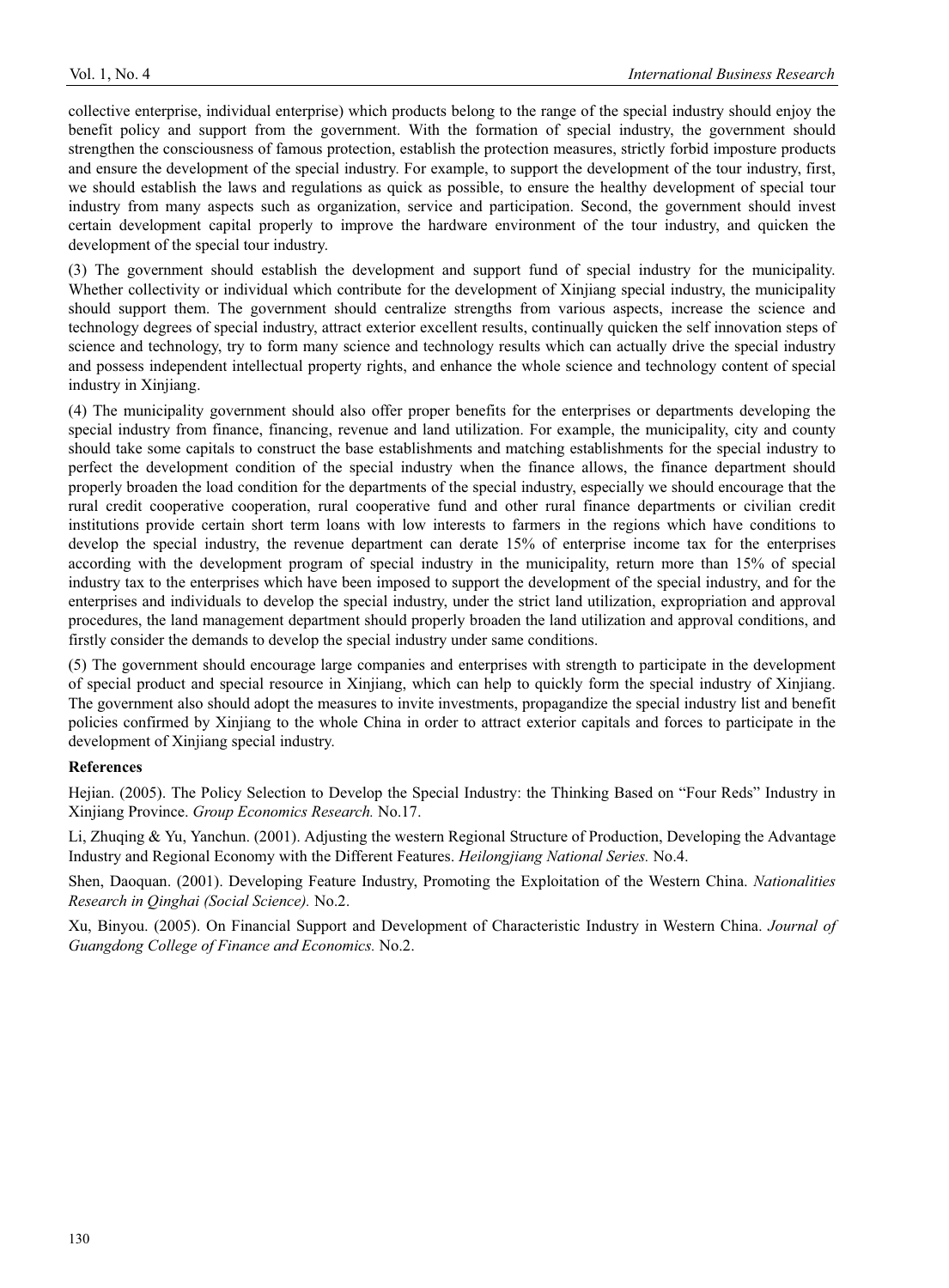collective enterprise, individual enterprise) which products belong to the range of the special industry should enjoy the benefit policy and support from the government. With the formation of special industry, the government should strengthen the consciousness of famous protection, establish the protection measures, strictly forbid imposture products and ensure the development of the special industry. For example, to support the development of the tour industry, first, we should establish the laws and regulations as quick as possible, to ensure the healthy development of special tour industry from many aspects such as organization, service and participation. Second, the government should invest certain development capital properly to improve the hardware environment of the tour industry, and quicken the development of the special tour industry.

(3) The government should establish the development and support fund of special industry for the municipality. Whether collectivity or individual which contribute for the development of Xinjiang special industry, the municipality should support them. The government should centralize strengths from various aspects, increase the science and technology degrees of special industry, attract exterior excellent results, continually quicken the self innovation steps of science and technology, try to form many science and technology results which can actually drive the special industry and possess independent intellectual property rights, and enhance the whole science and technology content of special industry in Xinjiang.

(4) The municipality government should also offer proper benefits for the enterprises or departments developing the special industry from finance, financing, revenue and land utilization. For example, the municipality, city and county should take some capitals to construct the base establishments and matching establishments for the special industry to perfect the development condition of the special industry when the finance allows, the finance department should properly broaden the load condition for the departments of the special industry, especially we should encourage that the rural credit cooperative cooperation, rural cooperative fund and other rural finance departments or civilian credit institutions provide certain short term loans with low interests to farmers in the regions which have conditions to develop the special industry, the revenue department can derate 15% of enterprise income tax for the enterprises according with the development program of special industry in the municipality, return more than 15% of special industry tax to the enterprises which have been imposed to support the development of the special industry, and for the enterprises and individuals to develop the special industry, under the strict land utilization, expropriation and approval procedures, the land management department should properly broaden the land utilization and approval conditions, and firstly consider the demands to develop the special industry under same conditions.

(5) The government should encourage large companies and enterprises with strength to participate in the development of special product and special resource in Xinjiang, which can help to quickly form the special industry of Xinjiang. The government also should adopt the measures to invite investments, propagandize the special industry list and benefit policies confirmed by Xinjiang to the whole China in order to attract exterior capitals and forces to participate in the development of Xinjiang special industry.

**References**

Hejian. (2005). The Policy Selection to Develop the Special Industry: the Thinking Based on "Four Reds" Industry in Xinjiang Province. *Group Economics Research.* No.17.

Li, Zhuqing & Yu, Yanchun. (2001). Adjusting the western Regional Structure of Production, Developing the Advantage Industry and Regional Economy with the Different Features. *Heilongjiang National Series.* No.4.

Shen, Daoquan. (2001). Developing Feature Industry, Promoting the Exploitation of the Western China. *Nationalities Research in Qinghai (Social Science).* No.2.

Xu, Binyou. (2005). On Financial Support and Development of Characteristic Industry in Western China. *Journal of Guangdong College of Finance and Economics.* No.2.